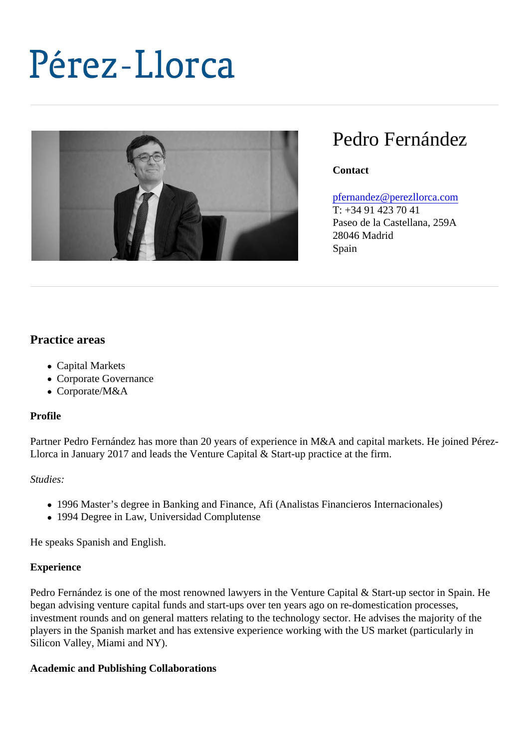# Pérez-Llorca

## Pedro Fernández

**Contact**

pfernandez@perezllorca.com
T: +34 91 423 70 41
Paseo de la Castellana, 259A
28046 Madrid
Spain

### Practice areas

- Capital Markets
- Corporate Governance
- Corporate/M&A

**Profile**

Partner Pedro Fernández has more than 20 years of experience in M&A and capital markets. He joined Pérez-Llorca in January 2017 and leads the Venture Capital & Start-up practice at the firm.

*Studies:*

- 1996 Master's degree in Banking and Finance, Afi (Analistas Financieros Internacionales)
- 1994 Degree in Law, Universidad Complutense

He speaks Spanish and English.

**Experience**

Pedro Fernández is one of the most renowned lawyers in the Venture Capital & Start-up sector in Spain. He began advising venture capital funds and start-ups over ten years ago on re-domestication processes, investment rounds and on general matters relating to the technology sector. He advises the majority of the players in the Spanish market and has extensive experience working with the US market (particularly in Silicon Valley, Miami and NY).

**Academic and Publishing Collaborations**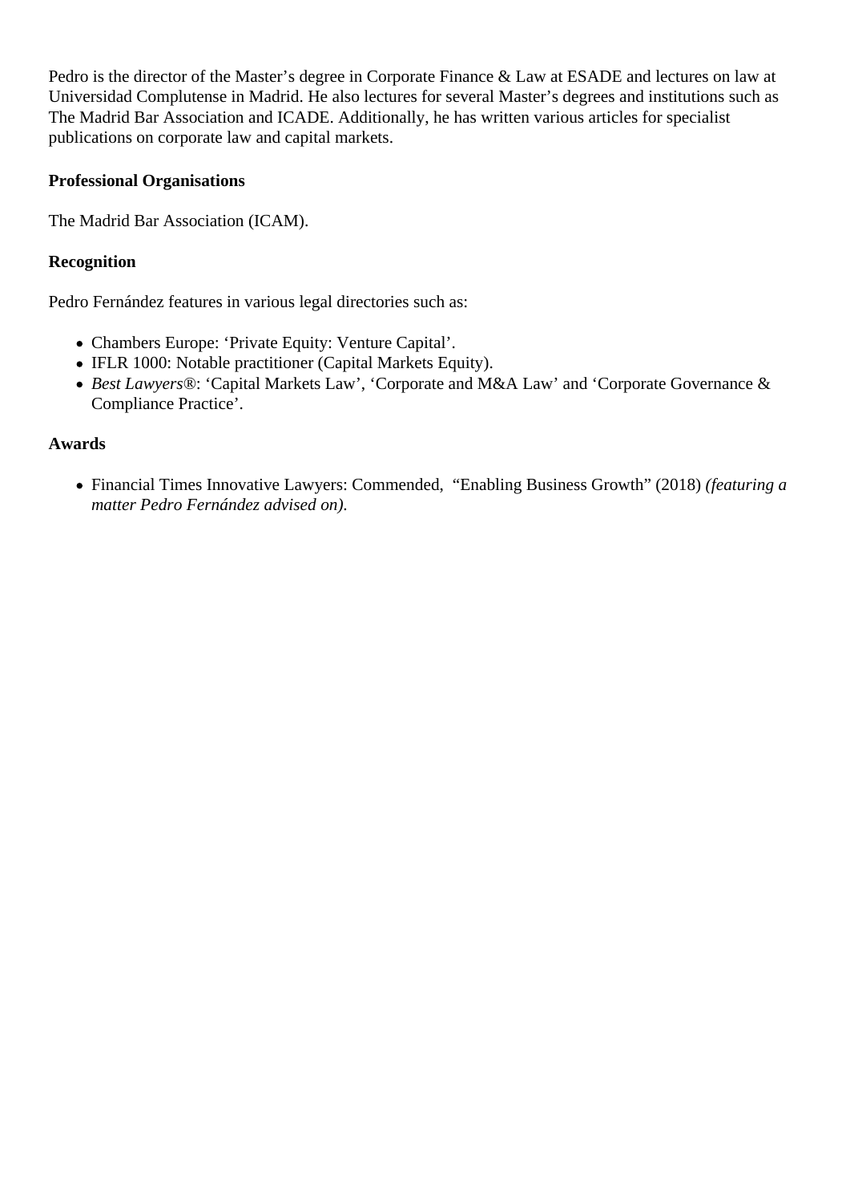Pedro is the director of the Master's degree in Corporate Finance & Law at ESADE and lectures on law at Universidad Complutense in Madrid. He also lectures for several Master's degrees and institutions such as The Madrid Bar Association and ICADE. Additionally, he has written various articles for specialist publications on corporate law and capital markets.

**Professional Organisations**

The Madrid Bar Association (ICAM).

**Recognition**

Pedro Fernández features in various legal directories such as:

- Chambers Europe: 'Private Equity: Venture Capital'.
- IFLR 1000: Notable practitioner (Capital Markets Equity).
- *Best Lawyers®*: 'Capital Markets Law', 'Corporate and M&A Law' and 'Corporate Governance & Compliance Practice'.

**Awards**

- Financial Times Innovative Lawyers: Commended, "Enabling Business Growth" (2018) *(featuring a matter Pedro Fernández advised on).*